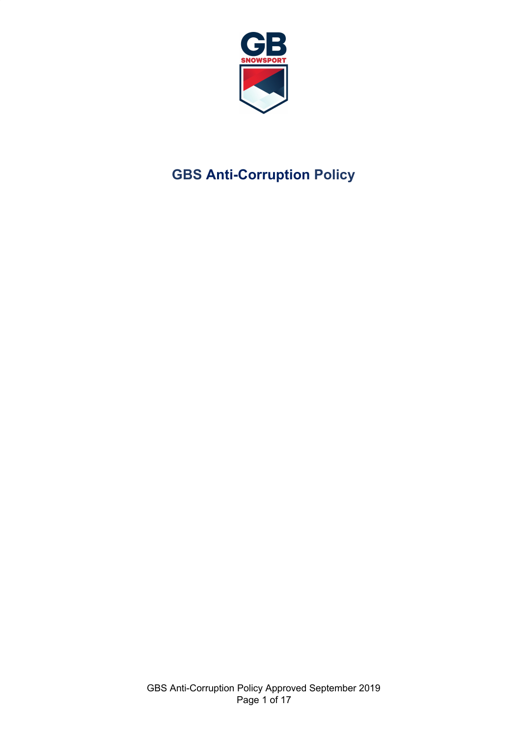# GBS Anti-Corruption Policy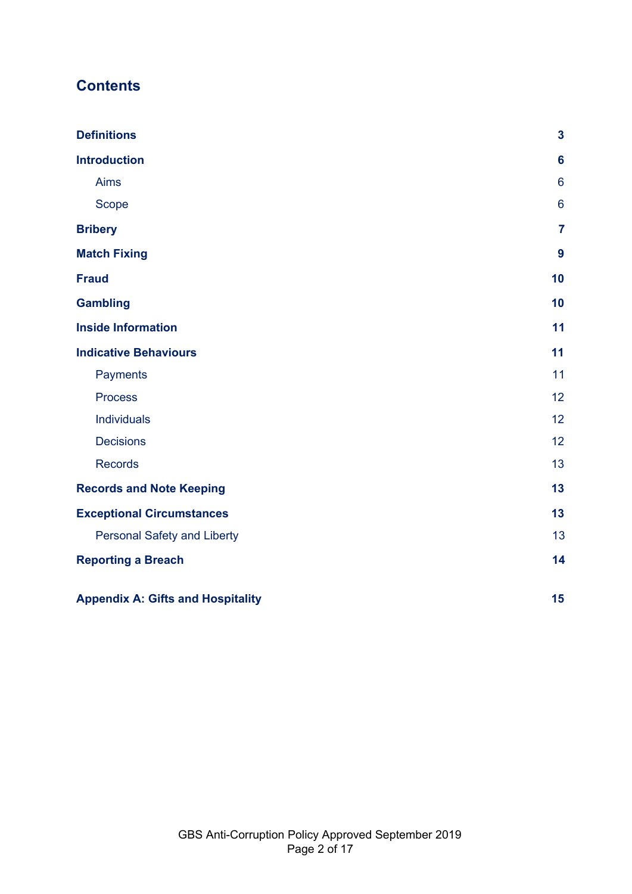## Contents

| | |
|---|---|
| **Definitions** | **3** |
| **Introduction** | **6** |
| Aims | 6 |
| Scope | 6 |
| **Bribery** | **7** |
| **Match Fixing** | **9** |
| **Fraud** | **10** |
| **Gambling** | **10** |
| **Inside Information** | **11** |
| **Indicative Behaviours** | **11** |
| Payments | 11 |
| Process | 12 |
| Individuals | 12 |
| Decisions | 12 |
| Records | 13 |
| **Records and Note Keeping** | **13** |
| **Exceptional Circumstances** | **13** |
| Personal Safety and Liberty | 13 |
| **Reporting a Breach** | **14** |
| **Appendix A: Gifts and Hospitality** | **15** |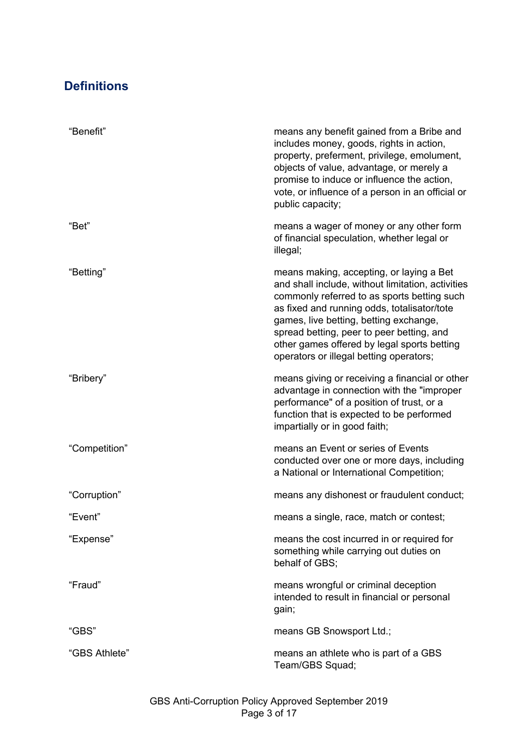## Definitions

| | |
|---|---|
| "Benefit" | means any benefit gained from a Bribe and includes money, goods, rights in action, property, preferment, privilege, emolument, objects of value, advantage, or merely a promise to induce or influence the action, vote, or influence of a person in an official or public capacity; |
| "Bet" | means a wager of money or any other form of financial speculation, whether legal or illegal; |
| "Betting" | means making, accepting, or laying a Bet and shall include, without limitation, activities commonly referred to as sports betting such as fixed and running odds, totalisator/tote games, live betting, betting exchange, spread betting, peer to peer betting, and other games offered by legal sports betting operators or illegal betting operators; |
| "Bribery" | means giving or receiving a financial or other advantage in connection with the "improper performance" of a position of trust, or a function that is expected to be performed impartially or in good faith; |
| "Competition" | means an Event or series of Events conducted over one or more days, including a National or International Competition; |
| "Corruption" | means any dishonest or fraudulent conduct; |
| "Event" | means a single, race, match or contest; |
| "Expense" | means the cost incurred in or required for something while carrying out duties on behalf of GBS; |
| "Fraud" | means wrongful or criminal deception intended to result in financial or personal gain; |
| "GBS" | means GB Snowsport Ltd.; |
| "GBS Athlete" | means an athlete who is part of a GBS Team/GBS Squad; |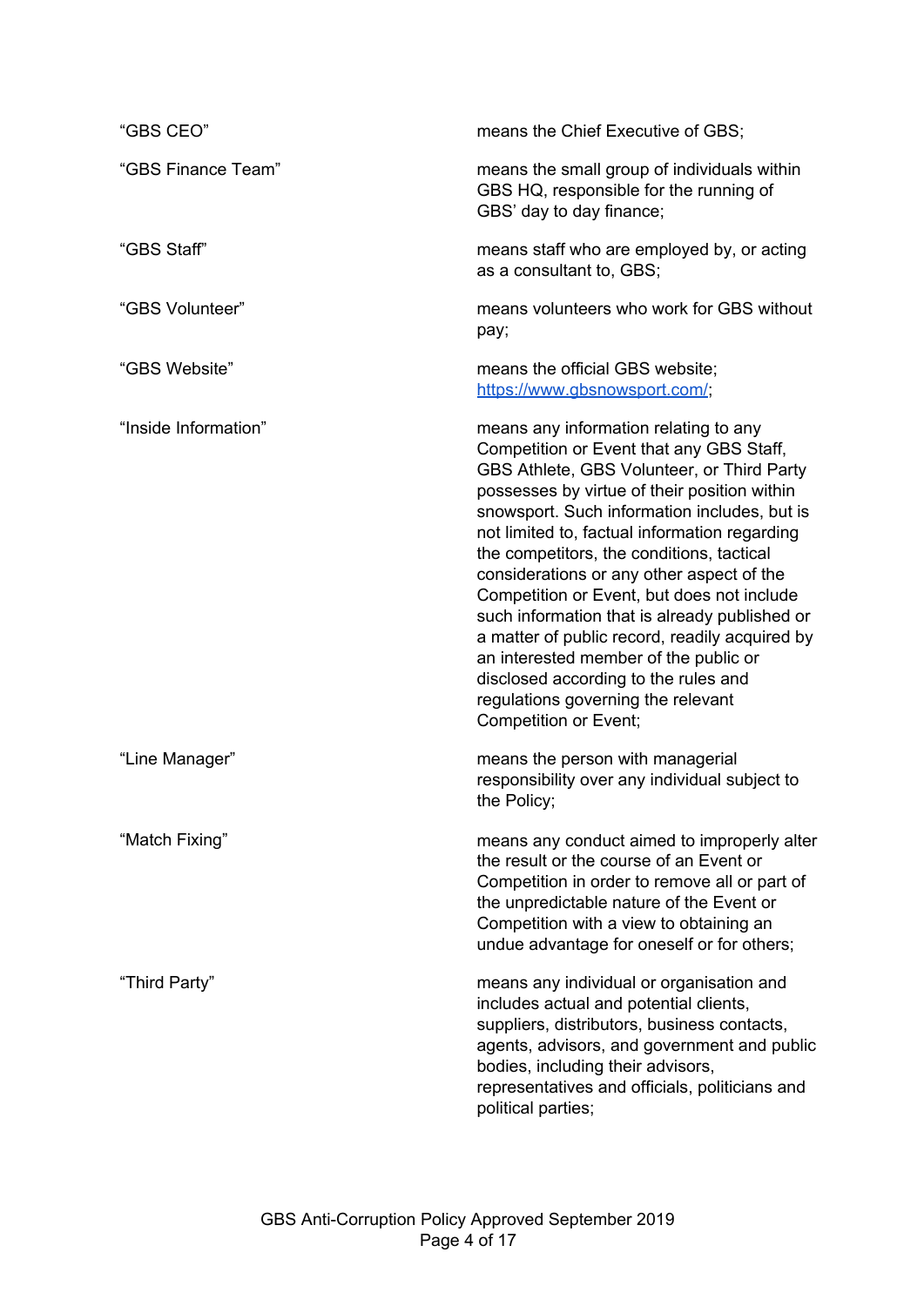| | |
|---|---|
| "GBS CEO" | means the Chief Executive of GBS; |
| "GBS Finance Team" | means the small group of individuals within GBS HQ, responsible for the running of GBS' day to day finance; |
| "GBS Staff" | means staff who are employed by, or acting as a consultant to, GBS; |
| "GBS Volunteer" | means volunteers who work for GBS without pay; |
| "GBS Website" | means the official GBS website; [https://www.gbsnowsport.com/](https://www.gbsnowsport.com/); |
| "Inside Information" | means any information relating to any Competition or Event that any GBS Staff, GBS Athlete, GBS Volunteer, or Third Party possesses by virtue of their position within snowsport. Such information includes, but is not limited to, factual information regarding the competitors, the conditions, tactical considerations or any other aspect of the Competition or Event, but does not include such information that is already published or a matter of public record, readily acquired by an interested member of the public or disclosed according to the rules and regulations governing the relevant Competition or Event; |
| "Line Manager" | means the person with managerial responsibility over any individual subject to the Policy; |
| "Match Fixing" | means any conduct aimed to improperly alter the result or the course of an Event or Competition in order to remove all or part of the unpredictable nature of the Event or Competition with a view to obtaining an undue advantage for oneself or for others; |
| "Third Party" | means any individual or organisation and includes actual and potential clients, suppliers, distributors, business contacts, agents, advisors, and government and public bodies, including their advisors, representatives and officials, politicians and political parties; |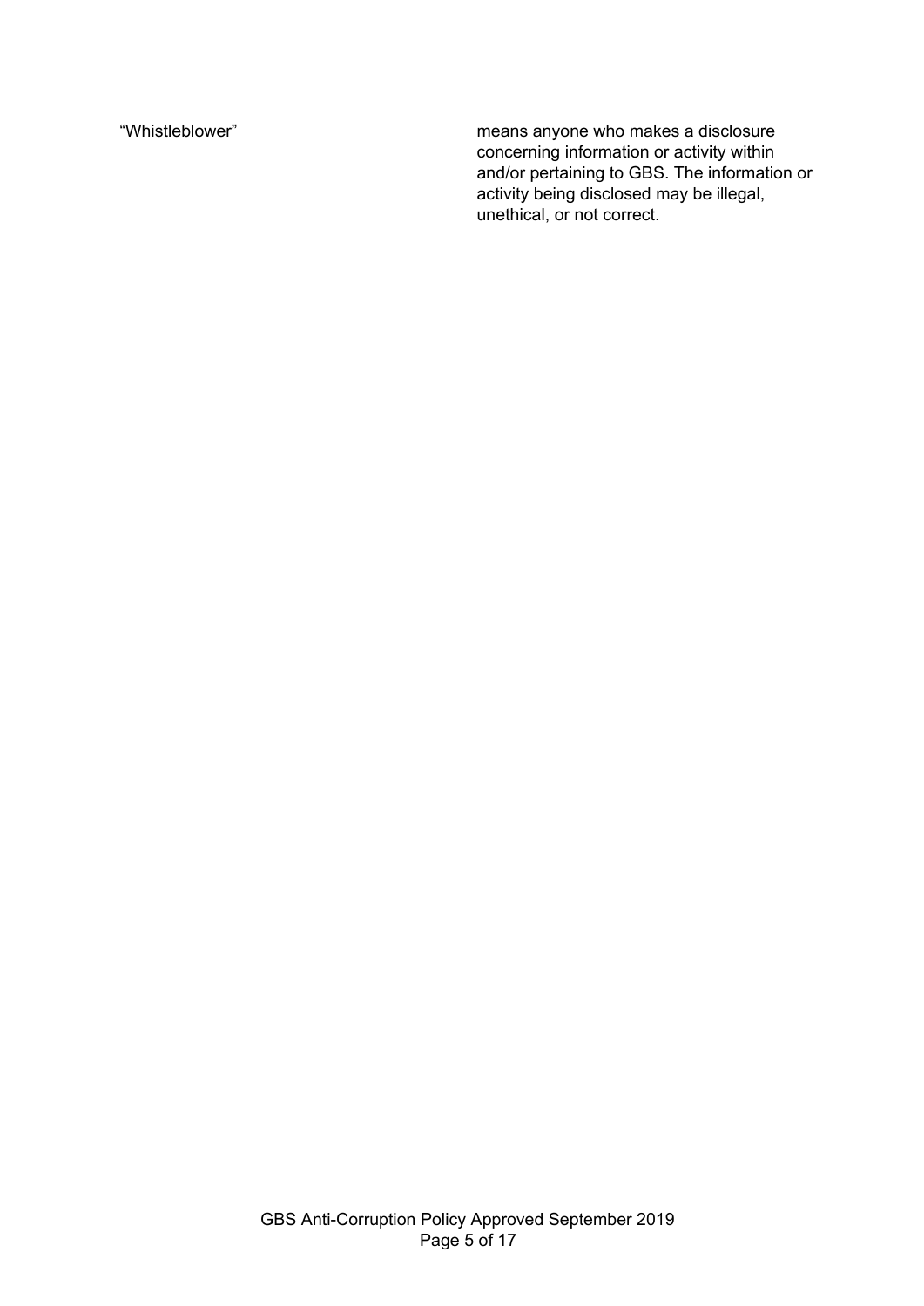| | |
|---|---|
| "Whistleblower" | means anyone who makes a disclosure concerning information or activity within and/or pertaining to GBS. The information or activity being disclosed may be illegal, unethical, or not correct. |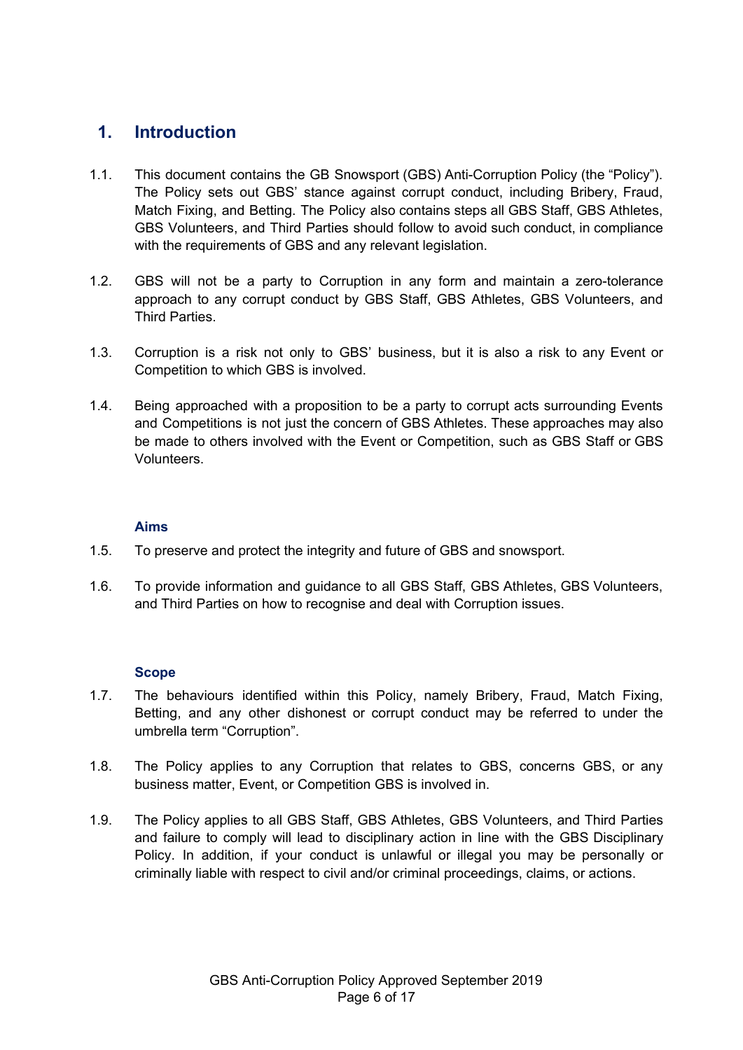## 1. Introduction

1.1. This document contains the GB Snowsport (GBS) Anti-Corruption Policy (the "Policy"). The Policy sets out GBS' stance against corrupt conduct, including Bribery, Fraud, Match Fixing, and Betting. The Policy also contains steps all GBS Staff, GBS Athletes, GBS Volunteers, and Third Parties should follow to avoid such conduct, in compliance with the requirements of GBS and any relevant legislation.

1.2. GBS will not be a party to Corruption in any form and maintain a zero-tolerance approach to any corrupt conduct by GBS Staff, GBS Athletes, GBS Volunteers, and Third Parties.

1.3. Corruption is a risk not only to GBS' business, but it is also a risk to any Event or Competition to which GBS is involved.

1.4. Being approached with a proposition to be a party to corrupt acts surrounding Events and Competitions is not just the concern of GBS Athletes. These approaches may also be made to others involved with the Event or Competition, such as GBS Staff or GBS Volunteers.

### Aims

1.5. To preserve and protect the integrity and future of GBS and snowsport.

1.6. To provide information and guidance to all GBS Staff, GBS Athletes, GBS Volunteers, and Third Parties on how to recognise and deal with Corruption issues.

### Scope

1.7. The behaviours identified within this Policy, namely Bribery, Fraud, Match Fixing, Betting, and any other dishonest or corrupt conduct may be referred to under the umbrella term "Corruption".

1.8. The Policy applies to any Corruption that relates to GBS, concerns GBS, or any business matter, Event, or Competition GBS is involved in.

1.9. The Policy applies to all GBS Staff, GBS Athletes, GBS Volunteers, and Third Parties and failure to comply will lead to disciplinary action in line with the GBS Disciplinary Policy. In addition, if your conduct is unlawful or illegal you may be personally or criminally liable with respect to civil and/or criminal proceedings, claims, or actions.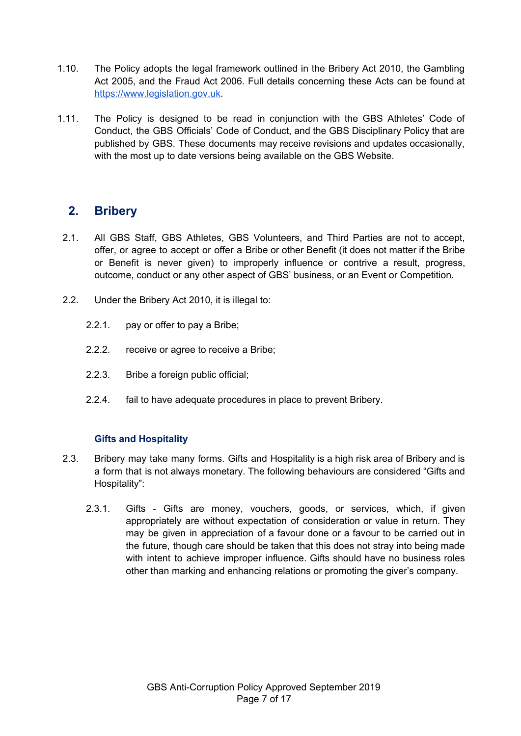1.10. The Policy adopts the legal framework outlined in the Bribery Act 2010, the Gambling Act 2005, and the Fraud Act 2006. Full details concerning these Acts can be found at [https://www.legislation.gov.uk](https://www.legislation.gov.uk).

1.11. The Policy is designed to be read in conjunction with the GBS Athletes' Code of Conduct, the GBS Officials' Code of Conduct, and the GBS Disciplinary Policy that are published by GBS. These documents may receive revisions and updates occasionally, with the most up to date versions being available on the GBS Website.

## 2. Bribery

2.1. All GBS Staff, GBS Athletes, GBS Volunteers, and Third Parties are not to accept, offer, or agree to accept or offer a Bribe or other Benefit (it does not matter if the Bribe or Benefit is never given) to improperly influence or contrive a result, progress, outcome, conduct or any other aspect of GBS' business, or an Event or Competition.

2.2. Under the Bribery Act 2010, it is illegal to:

2.2.1. pay or offer to pay a Bribe;

2.2.2. receive or agree to receive a Bribe;

2.2.3. Bribe a foreign public official;

2.2.4. fail to have adequate procedures in place to prevent Bribery.

### Gifts and Hospitality

2.3. Bribery may take many forms. Gifts and Hospitality is a high risk area of Bribery and is a form that is not always monetary. The following behaviours are considered "Gifts and Hospitality":

2.3.1. Gifts - Gifts are money, vouchers, goods, or services, which, if given appropriately are without expectation of consideration or value in return. They may be given in appreciation of a favour done or a favour to be carried out in the future, though care should be taken that this does not stray into being made with intent to achieve improper influence. Gifts should have no business roles other than marking and enhancing relations or promoting the giver's company.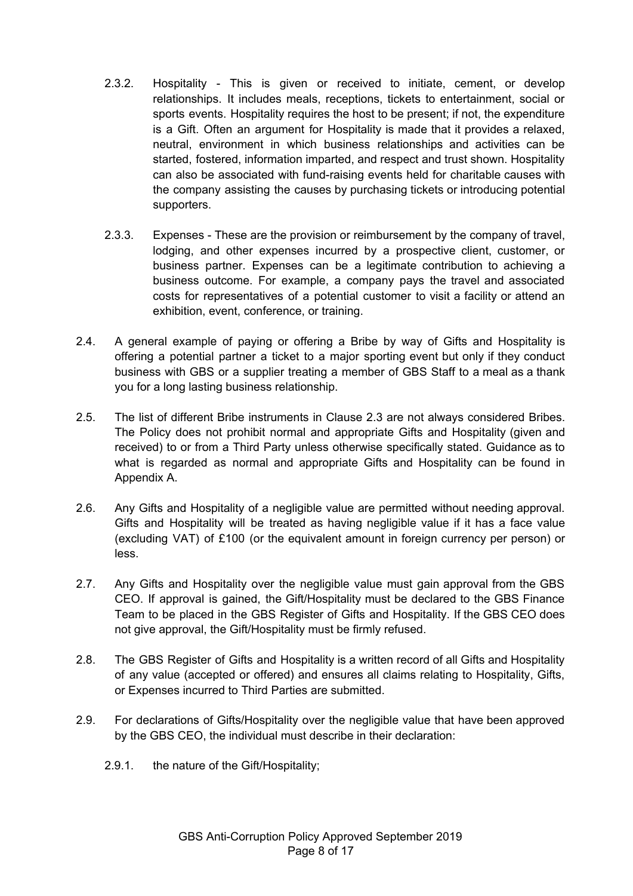2.3.2. Hospitality - This is given or received to initiate, cement, or develop relationships. It includes meals, receptions, tickets to entertainment, social or sports events. Hospitality requires the host to be present; if not, the expenditure is a Gift. Often an argument for Hospitality is made that it provides a relaxed, neutral, environment in which business relationships and activities can be started, fostered, information imparted, and respect and trust shown. Hospitality can also be associated with fund-raising events held for charitable causes with the company assisting the causes by purchasing tickets or introducing potential supporters.

2.3.3. Expenses - These are the provision or reimbursement by the company of travel, lodging, and other expenses incurred by a prospective client, customer, or business partner. Expenses can be a legitimate contribution to achieving a business outcome. For example, a company pays the travel and associated costs for representatives of a potential customer to visit a facility or attend an exhibition, event, conference, or training.

2.4. A general example of paying or offering a Bribe by way of Gifts and Hospitality is offering a potential partner a ticket to a major sporting event but only if they conduct business with GBS or a supplier treating a member of GBS Staff to a meal as a thank you for a long lasting business relationship.

2.5. The list of different Bribe instruments in Clause 2.3 are not always considered Bribes. The Policy does not prohibit normal and appropriate Gifts and Hospitality (given and received) to or from a Third Party unless otherwise specifically stated. Guidance as to what is regarded as normal and appropriate Gifts and Hospitality can be found in Appendix A.

2.6. Any Gifts and Hospitality of a negligible value are permitted without needing approval. Gifts and Hospitality will be treated as having negligible value if it has a face value (excluding VAT) of £100 (or the equivalent amount in foreign currency per person) or less.

2.7. Any Gifts and Hospitality over the negligible value must gain approval from the GBS CEO. If approval is gained, the Gift/Hospitality must be declared to the GBS Finance Team to be placed in the GBS Register of Gifts and Hospitality. If the GBS CEO does not give approval, the Gift/Hospitality must be firmly refused.

2.8. The GBS Register of Gifts and Hospitality is a written record of all Gifts and Hospitality of any value (accepted or offered) and ensures all claims relating to Hospitality, Gifts, or Expenses incurred to Third Parties are submitted.

2.9. For declarations of Gifts/Hospitality over the negligible value that have been approved by the GBS CEO, the individual must describe in their declaration:

2.9.1. the nature of the Gift/Hospitality;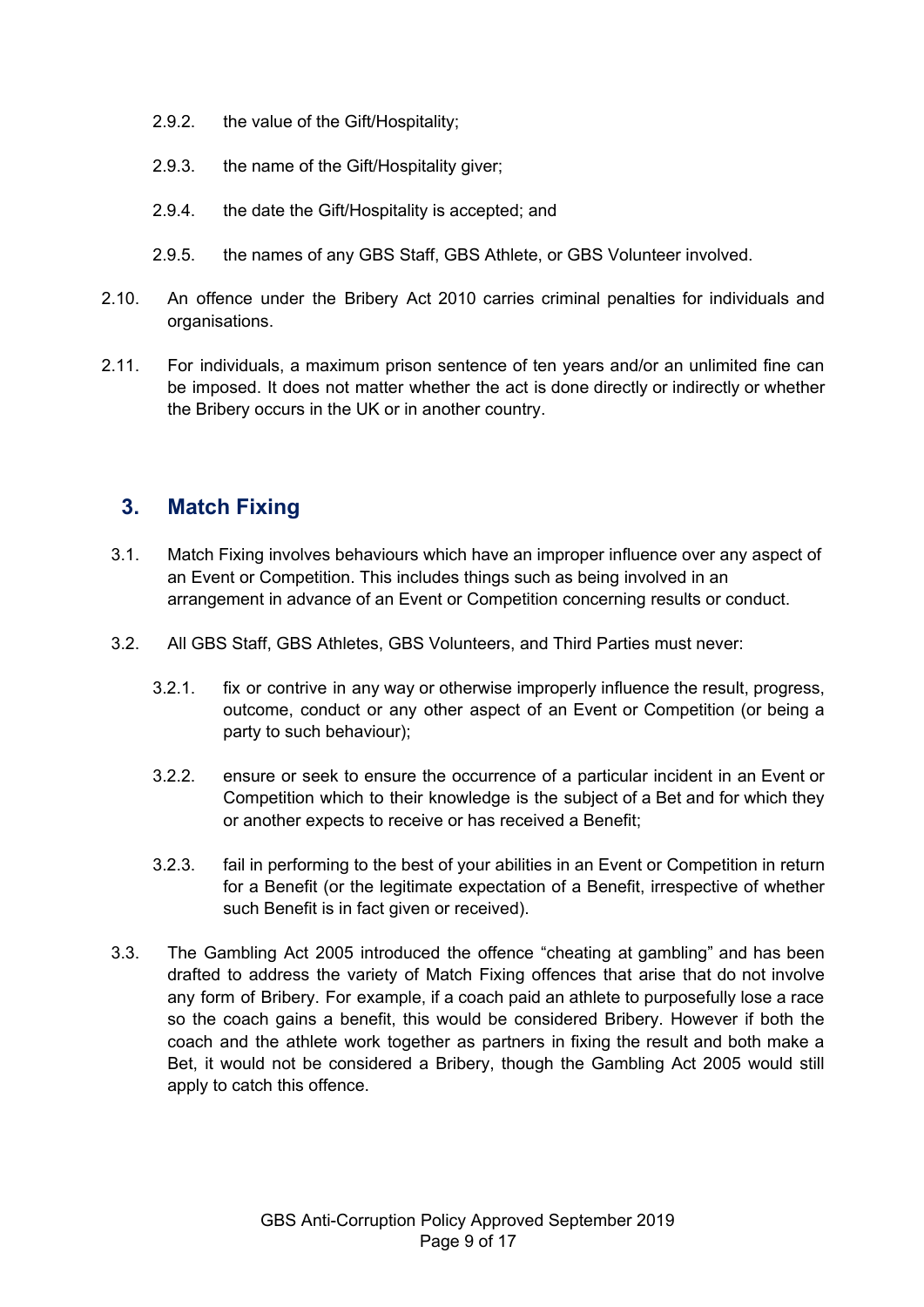2.9.2. the value of the Gift/Hospitality;

2.9.3. the name of the Gift/Hospitality giver;

2.9.4. the date the Gift/Hospitality is accepted; and

2.9.5. the names of any GBS Staff, GBS Athlete, or GBS Volunteer involved.

2.10. An offence under the Bribery Act 2010 carries criminal penalties for individuals and organisations.

2.11. For individuals, a maximum prison sentence of ten years and/or an unlimited fine can be imposed. It does not matter whether the act is done directly or indirectly or whether the Bribery occurs in the UK or in another country.

## 3. Match Fixing

3.1. Match Fixing involves behaviours which have an improper influence over any aspect of an Event or Competition. This includes things such as being involved in an arrangement in advance of an Event or Competition concerning results or conduct.

3.2. All GBS Staff, GBS Athletes, GBS Volunteers, and Third Parties must never:

3.2.1. fix or contrive in any way or otherwise improperly influence the result, progress, outcome, conduct or any other aspect of an Event or Competition (or being a party to such behaviour);

3.2.2. ensure or seek to ensure the occurrence of a particular incident in an Event or Competition which to their knowledge is the subject of a Bet and for which they or another expects to receive or has received a Benefit;

3.2.3. fail in performing to the best of your abilities in an Event or Competition in return for a Benefit (or the legitimate expectation of a Benefit, irrespective of whether such Benefit is in fact given or received).

3.3. The Gambling Act 2005 introduced the offence "cheating at gambling" and has been drafted to address the variety of Match Fixing offences that arise that do not involve any form of Bribery. For example, if a coach paid an athlete to purposefully lose a race so the coach gains a benefit, this would be considered Bribery. However if both the coach and the athlete work together as partners in fixing the result and both make a Bet, it would not be considered a Bribery, though the Gambling Act 2005 would still apply to catch this offence.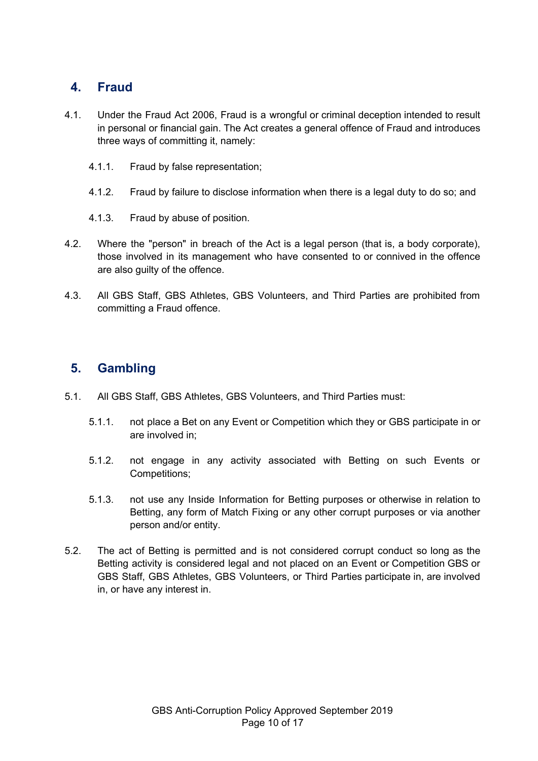## 4. Fraud

4.1. Under the Fraud Act 2006, Fraud is a wrongful or criminal deception intended to result in personal or financial gain. The Act creates a general offence of Fraud and introduces three ways of committing it, namely:

4.1.1. Fraud by false representation;

4.1.2. Fraud by failure to disclose information when there is a legal duty to do so; and

4.1.3. Fraud by abuse of position.

4.2. Where the "person" in breach of the Act is a legal person (that is, a body corporate), those involved in its management who have consented to or connived in the offence are also guilty of the offence.

4.3. All GBS Staff, GBS Athletes, GBS Volunteers, and Third Parties are prohibited from committing a Fraud offence.

## 5. Gambling

5.1. All GBS Staff, GBS Athletes, GBS Volunteers, and Third Parties must:

5.1.1. not place a Bet on any Event or Competition which they or GBS participate in or are involved in;

5.1.2. not engage in any activity associated with Betting on such Events or Competitions;

5.1.3. not use any Inside Information for Betting purposes or otherwise in relation to Betting, any form of Match Fixing or any other corrupt purposes or via another person and/or entity.

5.2. The act of Betting is permitted and is not considered corrupt conduct so long as the Betting activity is considered legal and not placed on an Event or Competition GBS or GBS Staff, GBS Athletes, GBS Volunteers, or Third Parties participate in, are involved in, or have any interest in.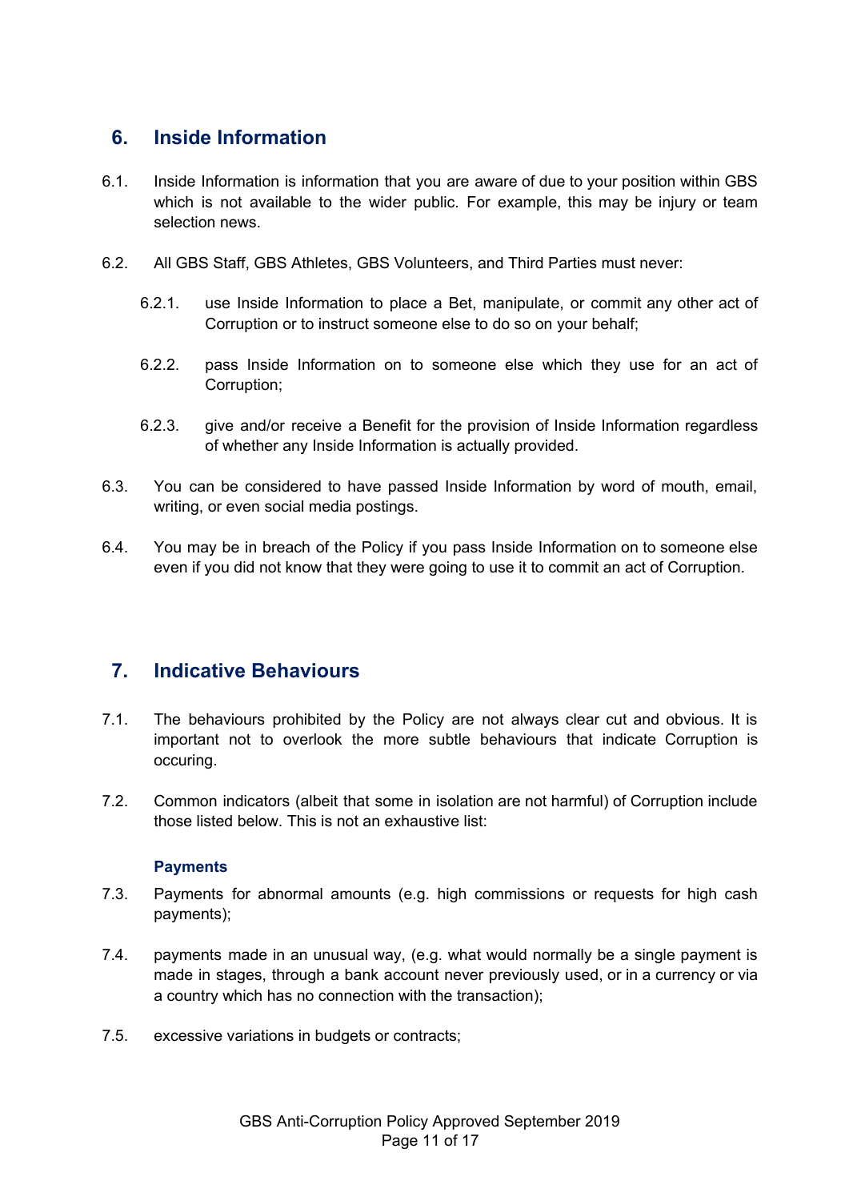## 6. Inside Information

6.1. Inside Information is information that you are aware of due to your position within GBS which is not available to the wider public. For example, this may be injury or team selection news.

6.2. All GBS Staff, GBS Athletes, GBS Volunteers, and Third Parties must never:

- 6.2.1. use Inside Information to place a Bet, manipulate, or commit any other act of Corruption or to instruct someone else to do so on your behalf;
- 6.2.2. pass Inside Information on to someone else which they use for an act of Corruption;
- 6.2.3. give and/or receive a Benefit for the provision of Inside Information regardless of whether any Inside Information is actually provided.

6.3. You can be considered to have passed Inside Information by word of mouth, email, writing, or even social media postings.

6.4. You may be in breach of the Policy if you pass Inside Information on to someone else even if you did not know that they were going to use it to commit an act of Corruption.

## 7. Indicative Behaviours

7.1. The behaviours prohibited by the Policy are not always clear cut and obvious. It is important not to overlook the more subtle behaviours that indicate Corruption is occuring.

7.2. Common indicators (albeit that some in isolation are not harmful) of Corruption include those listed below. This is not an exhaustive list:

### Payments

7.3. Payments for abnormal amounts (e.g. high commissions or requests for high cash payments);

7.4. payments made in an unusual way, (e.g. what would normally be a single payment is made in stages, through a bank account never previously used, or in a currency or via a country which has no connection with the transaction);

7.5. excessive variations in budgets or contracts;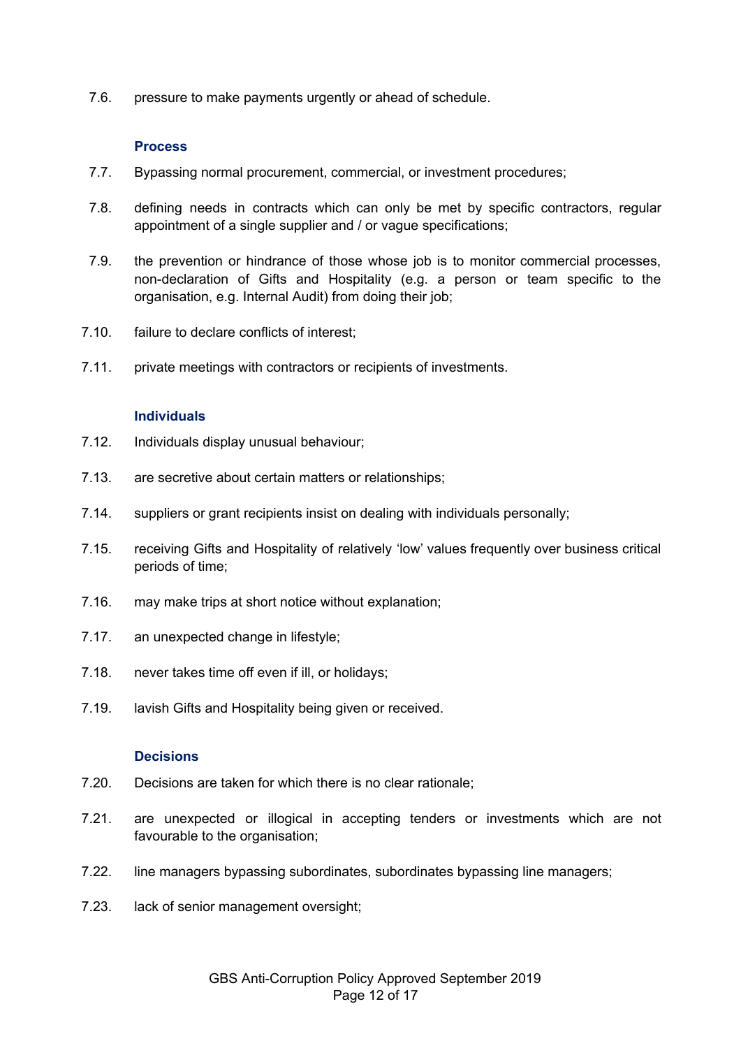7.6. pressure to make payments urgently or ahead of schedule.

### Process

7.7. Bypassing normal procurement, commercial, or investment procedures;

7.8. defining needs in contracts which can only be met by specific contractors, regular appointment of a single supplier and / or vague specifications;

7.9. the prevention or hindrance of those whose job is to monitor commercial processes, non-declaration of Gifts and Hospitality (e.g. a person or team specific to the organisation, e.g. Internal Audit) from doing their job;

7.10. failure to declare conflicts of interest;

7.11. private meetings with contractors or recipients of investments.

### Individuals

7.12. Individuals display unusual behaviour;

7.13. are secretive about certain matters or relationships;

7.14. suppliers or grant recipients insist on dealing with individuals personally;

7.15. receiving Gifts and Hospitality of relatively 'low' values frequently over business critical periods of time;

7.16. may make trips at short notice without explanation;

7.17. an unexpected change in lifestyle;

7.18. never takes time off even if ill, or holidays;

7.19. lavish Gifts and Hospitality being given or received.

### Decisions

7.20. Decisions are taken for which there is no clear rationale;

7.21. are unexpected or illogical in accepting tenders or investments which are not favourable to the organisation;

7.22. line managers bypassing subordinates, subordinates bypassing line managers;

7.23. lack of senior management oversight;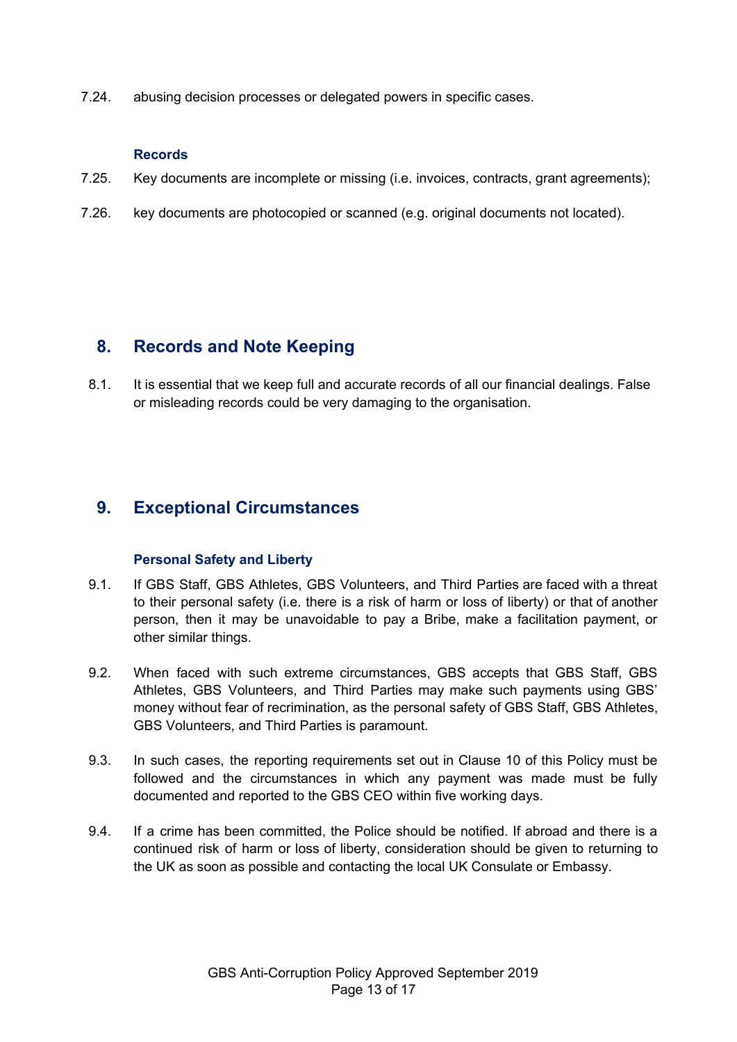7.24. abusing decision processes or delegated powers in specific cases.

**Records**

7.25. Key documents are incomplete or missing (i.e. invoices, contracts, grant agreements);

7.26. key documents are photocopied or scanned (e.g. original documents not located).

## 8. Records and Note Keeping

8.1. It is essential that we keep full and accurate records of all our financial dealings. False or misleading records could be very damaging to the organisation.

## 9. Exceptional Circumstances

**Personal Safety and Liberty**

9.1. If GBS Staff, GBS Athletes, GBS Volunteers, and Third Parties are faced with a threat to their personal safety (i.e. there is a risk of harm or loss of liberty) or that of another person, then it may be unavoidable to pay a Bribe, make a facilitation payment, or other similar things.

9.2. When faced with such extreme circumstances, GBS accepts that GBS Staff, GBS Athletes, GBS Volunteers, and Third Parties may make such payments using GBS' money without fear of recrimination, as the personal safety of GBS Staff, GBS Athletes, GBS Volunteers, and Third Parties is paramount.

9.3. In such cases, the reporting requirements set out in Clause 10 of this Policy must be followed and the circumstances in which any payment was made must be fully documented and reported to the GBS CEO within five working days.

9.4. If a crime has been committed, the Police should be notified. If abroad and there is a continued risk of harm or loss of liberty, consideration should be given to returning to the UK as soon as possible and contacting the local UK Consulate or Embassy.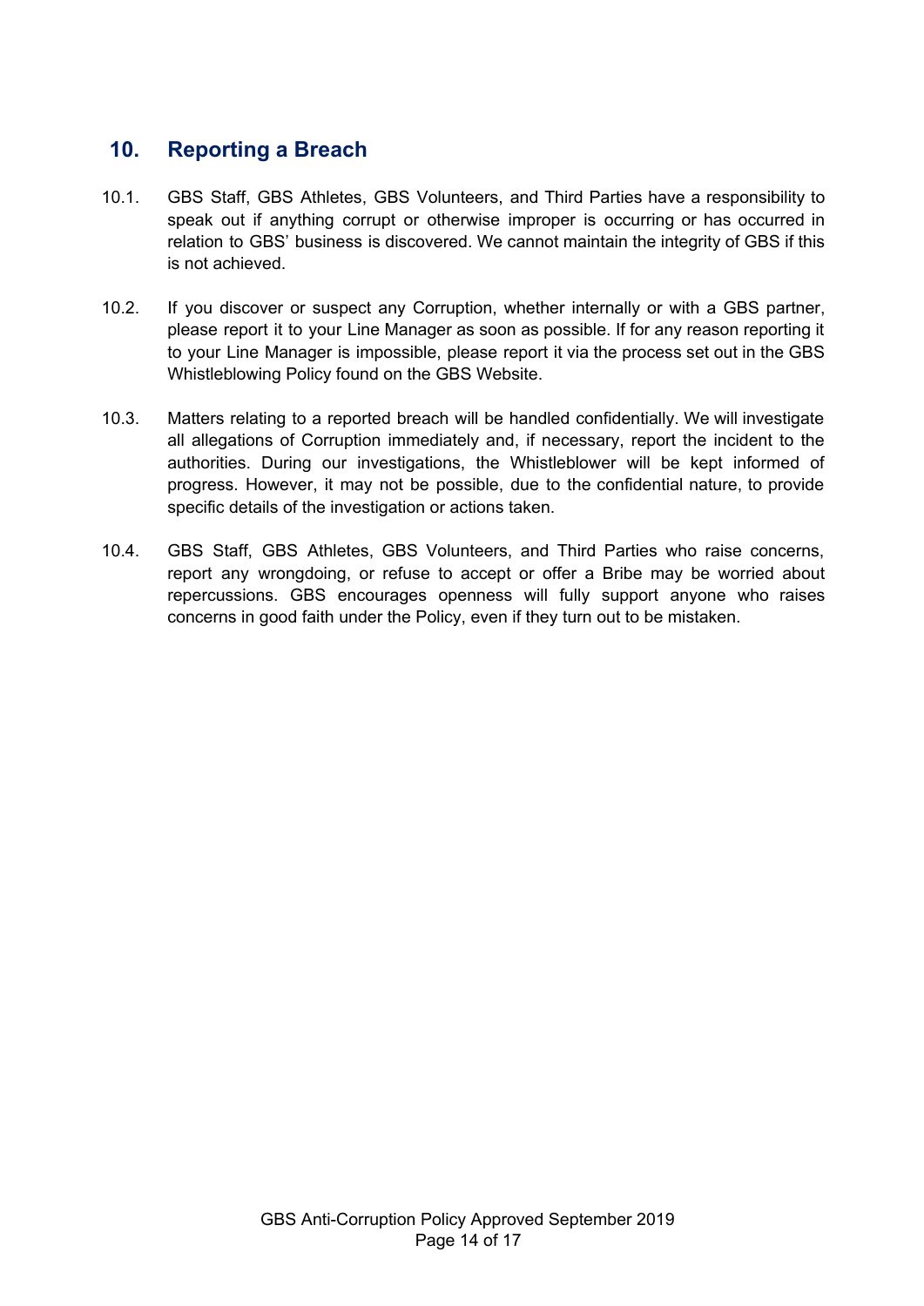## 10. Reporting a Breach

10.1. GBS Staff, GBS Athletes, GBS Volunteers, and Third Parties have a responsibility to speak out if anything corrupt or otherwise improper is occurring or has occurred in relation to GBS' business is discovered. We cannot maintain the integrity of GBS if this is not achieved.

10.2. If you discover or suspect any Corruption, whether internally or with a GBS partner, please report it to your Line Manager as soon as possible. If for any reason reporting it to your Line Manager is impossible, please report it via the process set out in the GBS Whistleblowing Policy found on the GBS Website.

10.3. Matters relating to a reported breach will be handled confidentially. We will investigate all allegations of Corruption immediately and, if necessary, report the incident to the authorities. During our investigations, the Whistleblower will be kept informed of progress. However, it may not be possible, due to the confidential nature, to provide specific details of the investigation or actions taken.

10.4. GBS Staff, GBS Athletes, GBS Volunteers, and Third Parties who raise concerns, report any wrongdoing, or refuse to accept or offer a Bribe may be worried about repercussions. GBS encourages openness will fully support anyone who raises concerns in good faith under the Policy, even if they turn out to be mistaken.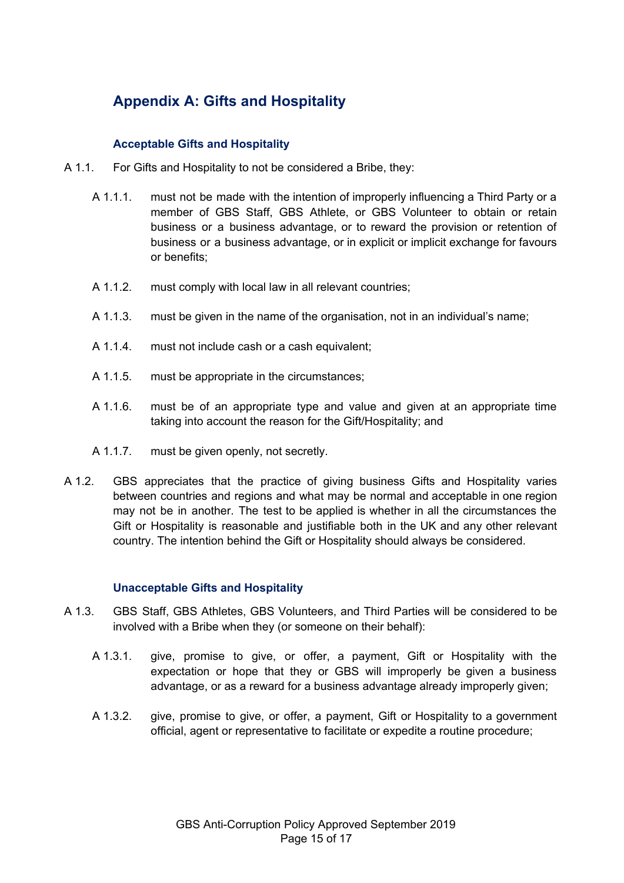## Appendix A: Gifts and Hospitality

### Acceptable Gifts and Hospitality

A 1.1. For Gifts and Hospitality to not be considered a Bribe, they:

- A 1.1.1. must not be made with the intention of improperly influencing a Third Party or a member of GBS Staff, GBS Athlete, or GBS Volunteer to obtain or retain business or a business advantage, or to reward the provision or retention of business or a business advantage, or in explicit or implicit exchange for favours or benefits;
- A 1.1.2. must comply with local law in all relevant countries;
- A 1.1.3. must be given in the name of the organisation, not in an individual's name;
- A 1.1.4. must not include cash or a cash equivalent;
- A 1.1.5. must be appropriate in the circumstances;
- A 1.1.6. must be of an appropriate type and value and given at an appropriate time taking into account the reason for the Gift/Hospitality; and
- A 1.1.7. must be given openly, not secretly.

A 1.2. GBS appreciates that the practice of giving business Gifts and Hospitality varies between countries and regions and what may be normal and acceptable in one region may not be in another. The test to be applied is whether in all the circumstances the Gift or Hospitality is reasonable and justifiable both in the UK and any other relevant country. The intention behind the Gift or Hospitality should always be considered.

### Unacceptable Gifts and Hospitality

A 1.3. GBS Staff, GBS Athletes, GBS Volunteers, and Third Parties will be considered to be involved with a Bribe when they (or someone on their behalf):

- A 1.3.1. give, promise to give, or offer, a payment, Gift or Hospitality with the expectation or hope that they or GBS will improperly be given a business advantage, or as a reward for a business advantage already improperly given;
- A 1.3.2. give, promise to give, or offer, a payment, Gift or Hospitality to a government official, agent or representative to facilitate or expedite a routine procedure;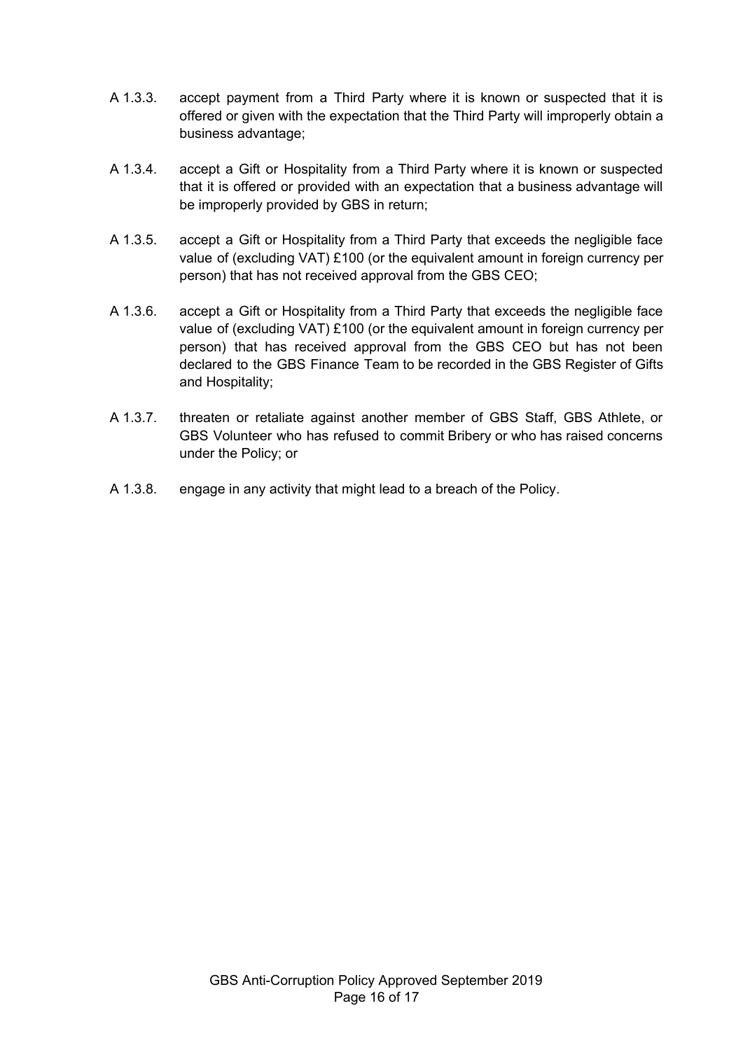A 1.3.3. accept payment from a Third Party where it is known or suspected that it is offered or given with the expectation that the Third Party will improperly obtain a business advantage;

A 1.3.4. accept a Gift or Hospitality from a Third Party where it is known or suspected that it is offered or provided with an expectation that a business advantage will be improperly provided by GBS in return;

A 1.3.5. accept a Gift or Hospitality from a Third Party that exceeds the negligible face value of (excluding VAT) £100 (or the equivalent amount in foreign currency per person) that has not received approval from the GBS CEO;

A 1.3.6. accept a Gift or Hospitality from a Third Party that exceeds the negligible face value of (excluding VAT) £100 (or the equivalent amount in foreign currency per person) that has received approval from the GBS CEO but has not been declared to the GBS Finance Team to be recorded in the GBS Register of Gifts and Hospitality;

A 1.3.7. threaten or retaliate against another member of GBS Staff, GBS Athlete, or GBS Volunteer who has refused to commit Bribery or who has raised concerns under the Policy; or

A 1.3.8. engage in any activity that might lead to a breach of the Policy.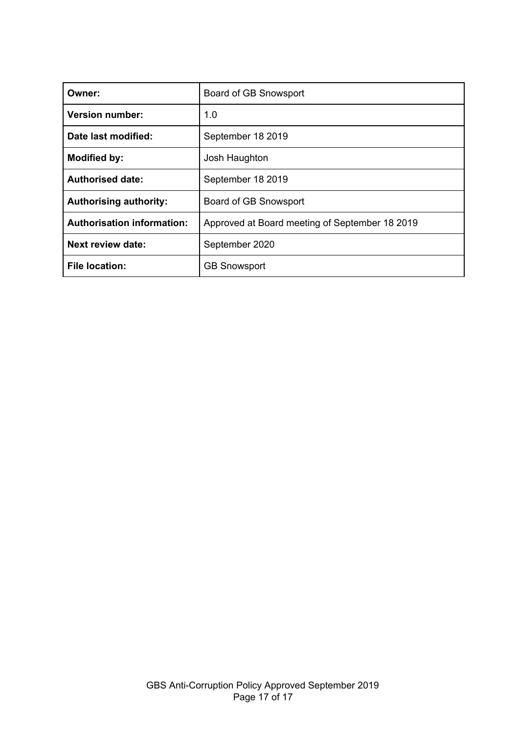| | |
|---|---|
| **Owner:** | Board of GB Snowsport |
| **Version number:** | 1.0 |
| **Date last modified:** | September 18 2019 |
| **Modified by:** | Josh Haughton |
| **Authorised date:** | September 18 2019 |
| **Authorising authority:** | Board of GB Snowsport |
| **Authorisation information:** | Approved at Board meeting of September 18 2019 |
| **Next review date:** | September 2020 |
| **File location:** | GB Snowsport |